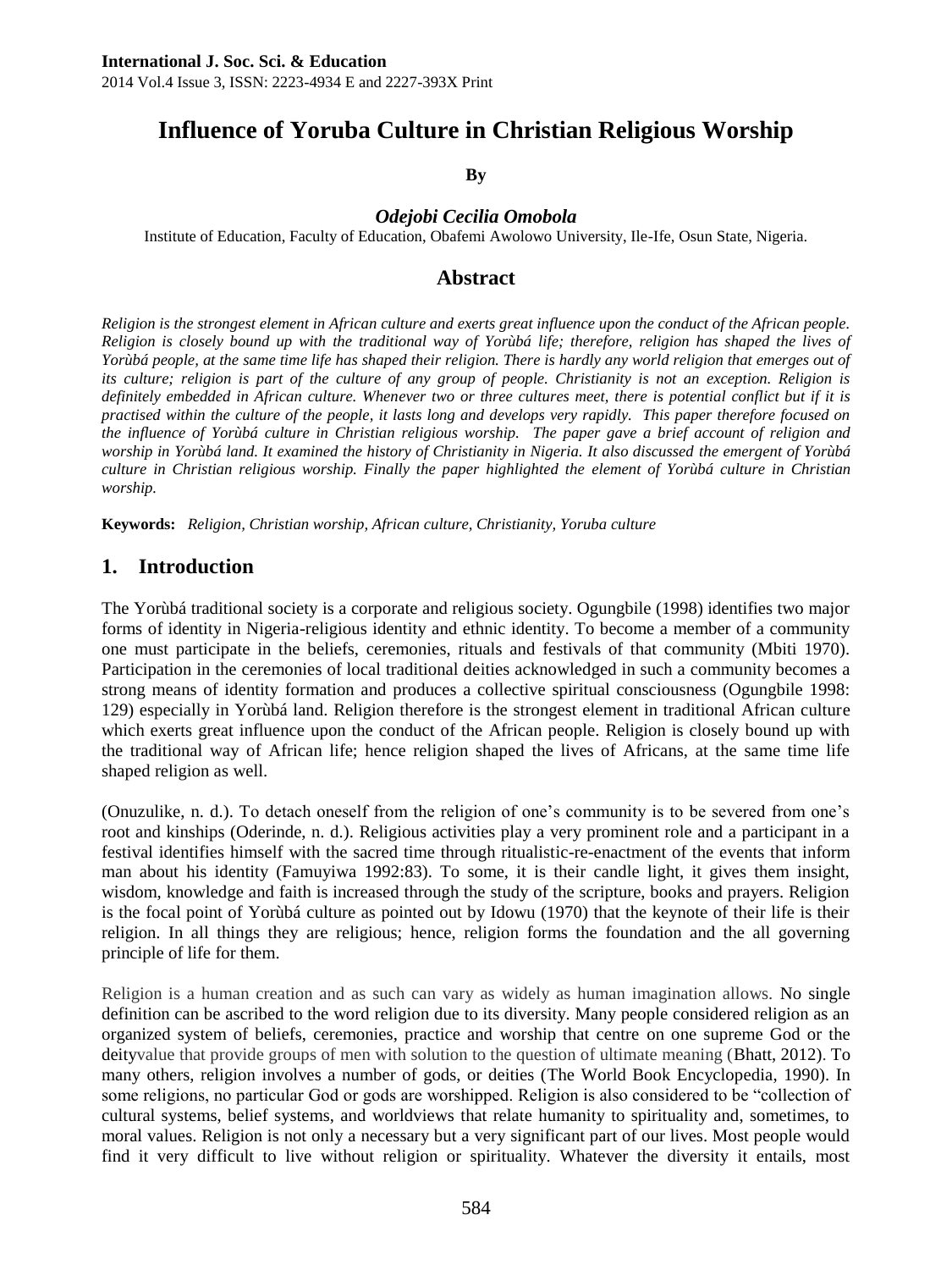**International J. Soc. Sci. & Education**
2014 Vol.4 Issue 3, ISSN: 2223-4934 E and 2227-393X Print

# Influence of Yoruba Culture in Christian Religious Worship

**By**

***Odejobi Cecilia Omobola***

Institute of Education, Faculty of Education, Obafemi Awolowo University, Ile-Ife, Osun State, Nigeria.

## Abstract

*Religion is the strongest element in African culture and exerts great influence upon the conduct of the African people. Religion is closely bound up with the traditional way of Yorùbá life; therefore, religion has shaped the lives of Yorùbá people, at the same time life has shaped their religion. There is hardly any world religion that emerges out of its culture; religion is part of the culture of any group of people. Christianity is not an exception. Religion is definitely embedded in African culture. Whenever two or three cultures meet, there is potential conflict but if it is practised within the culture of the people, it lasts long and develops very rapidly. This paper therefore focused on the influence of Yorùbá culture in Christian religious worship. The paper gave a brief account of religion and worship in Yorùbá land. It examined the history of Christianity in Nigeria. It also discussed the emergent of Yorùbá culture in Christian religious worship. Finally the paper highlighted the element of Yorùbá culture in Christian worship.*

**Keywords:** *Religion, Christian worship, African culture, Christianity, Yoruba culture*

## 1. Introduction

The Yorùbá traditional society is a corporate and religious society. Ogungbile (1998) identifies two major forms of identity in Nigeria-religious identity and ethnic identity. To become a member of a community one must participate in the beliefs, ceremonies, rituals and festivals of that community (Mbiti 1970). Participation in the ceremonies of local traditional deities acknowledged in such a community becomes a strong means of identity formation and produces a collective spiritual consciousness (Ogungbile 1998: 129) especially in Yorùbá land. Religion therefore is the strongest element in traditional African culture which exerts great influence upon the conduct of the African people. Religion is closely bound up with the traditional way of African life; hence religion shaped the lives of Africans, at the same time life shaped religion as well.

(Onuzulike, n. d.). To detach oneself from the religion of one's community is to be severed from one's root and kinships (Oderinde, n. d.). Religious activities play a very prominent role and a participant in a festival identifies himself with the sacred time through ritualistic-re-enactment of the events that inform man about his identity (Famuyiwa 1992:83). To some, it is their candle light, it gives them insight, wisdom, knowledge and faith is increased through the study of the scripture, books and prayers. Religion is the focal point of Yorùbá culture as pointed out by Idowu (1970) that the keynote of their life is their religion. In all things they are religious; hence, religion forms the foundation and the all governing principle of life for them.

Religion is a human creation and as such can vary as widely as human imagination allows. No single definition can be ascribed to the word religion due to its diversity. Many people considered religion as an organized system of beliefs, ceremonies, practice and worship that centre on one supreme God or the deityvalue that provide groups of men with solution to the question of ultimate meaning (Bhatt, 2012). To many others, religion involves a number of gods, or deities (The World Book Encyclopedia, 1990). In some religions, no particular God or gods are worshipped. Religion is also considered to be "collection of cultural systems, belief systems, and worldviews that relate humanity to spirituality and, sometimes, to moral values. Religion is not only a necessary but a very significant part of our lives. Most people would find it very difficult to live without religion or spirituality. Whatever the diversity it entails, most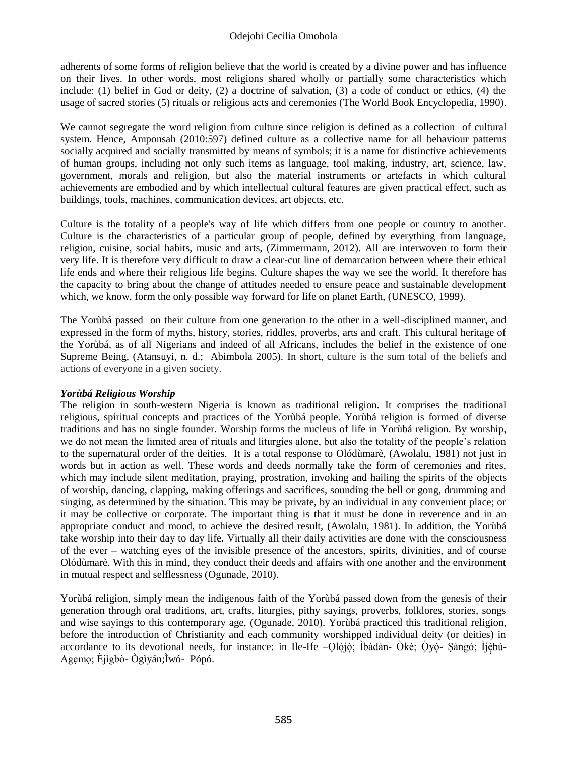adherents of some forms of religion believe that the world is created by a divine power and has influence on their lives. In other words, most religions shared wholly or partially some characteristics which include: (1) belief in God or deity, (2) a doctrine of salvation, (3) a code of conduct or ethics, (4) the usage of sacred stories (5) rituals or religious acts and ceremonies (The World Book Encyclopedia, 1990).

We cannot segregate the word religion from culture since religion is defined as a collection of cultural system. Hence, Amponsah (2010:597) defined culture as a collective name for all behaviour patterns socially acquired and socially transmitted by means of symbols; it is a name for distinctive achievements of human groups, including not only such items as language, tool making, industry, art, science, law, government, morals and religion, but also the material instruments or artefacts in which cultural achievements are embodied and by which intellectual cultural features are given practical effect, such as buildings, tools, machines, communication devices, art objects, etc.

Culture is the totality of a people's way of life which differs from one people or country to another. Culture is the characteristics of a particular group of people, defined by everything from language, religion, cuisine, social habits, music and arts, (Zimmermann, 2012). All are interwoven to form their very life. It is therefore very difficult to draw a clear-cut line of demarcation between where their ethical life ends and where their religious life begins. Culture shapes the way we see the world. It therefore has the capacity to bring about the change of attitudes needed to ensure peace and sustainable development which, we know, form the only possible way forward for life on planet Earth, (UNESCO, 1999).

The Yorùbá passed on their culture from one generation to the other in a well-disciplined manner, and expressed in the form of myths, history, stories, riddles, proverbs, arts and craft. This cultural heritage of the Yorùbá, as of all Nigerians and indeed of all Africans, includes the belief in the existence of one Supreme Being, (Atansuyi, n. d.; Abimbola 2005). In short, culture is the sum total of the beliefs and actions of everyone in a given society.

***Yorùbá Religious Worship***

The religion in south-western Nigeria is known as traditional religion. It comprises the traditional religious, spiritual concepts and practices of the Yorùbá people. Yorùbá religion is formed of diverse traditions and has no single founder. Worship forms the nucleus of life in Yorùbá religion. By worship, we do not mean the limited area of rituals and liturgies alone, but also the totality of the people's relation to the supernatural order of the deities. It is a total response to Olódùmarè, (Awolalu, 1981) not just in words but in action as well. These words and deeds normally take the form of ceremonies and rites, which may include silent meditation, praying, prostration, invoking and hailing the spirits of the objects of worship, dancing, clapping, making offerings and sacrifices, sounding the bell or gong, drumming and singing, as determined by the situation. This may be private, by an individual in any convenient place; or it may be collective or corporate. The important thing is that it must be done in reverence and in an appropriate conduct and mood, to achieve the desired result, (Awolalu, 1981). In addition, the Yorùbá take worship into their day to day life. Virtually all their daily activities are done with the consciousness of the ever – watching eyes of the invisible presence of the ancestors, spirits, divinities, and of course Olódùmarè. With this in mind, they conduct their deeds and affairs with one another and the environment in mutual respect and selflessness (Ogunade, 2010).

Yorùbá religion, simply mean the indigenous faith of the Yorùbá passed down from the genesis of their generation through oral traditions, art, crafts, liturgies, pithy sayings, proverbs, folklores, stories, songs and wise sayings to this contemporary age, (Ogunade, 2010). Yorùbá practiced this traditional religion, before the introduction of Christianity and each community worshipped individual deity (or deities) in accordance to its devotional needs, for instance: in Ile-Ife –Ọlọ́jọ́; Ìbàdàn- Òkè; Ọ̀yọ́- Ṣàngó; Ìjẹ̀bú- Agẹmọ; Èjìgbò- Ògìyán;Ìwó- Pópó.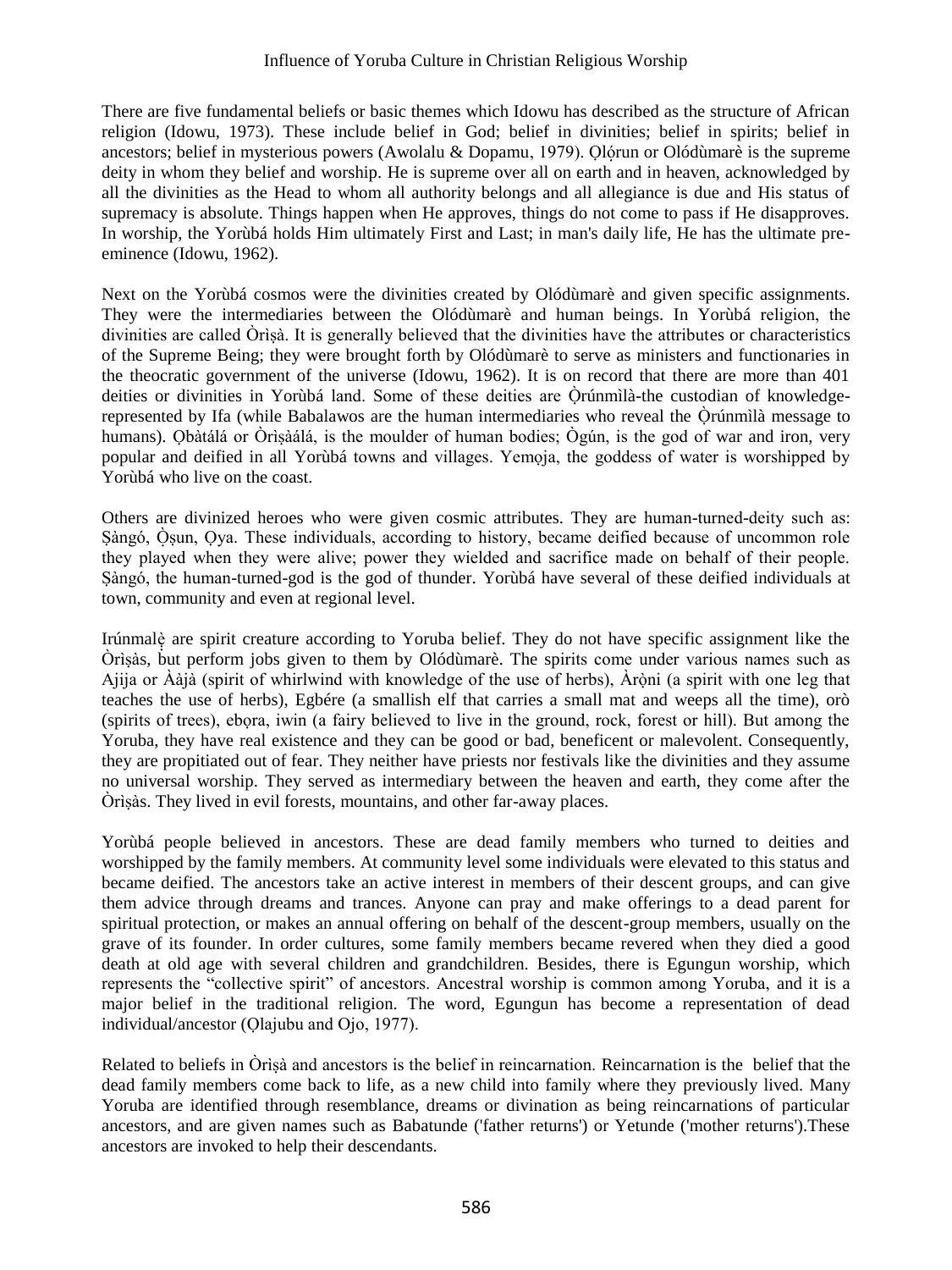There are five fundamental beliefs or basic themes which Idowu has described as the structure of African religion (Idowu, 1973). These include belief in God; belief in divinities; belief in spirits; belief in ancestors; belief in mysterious powers (Awolalu & Dopamu, 1979). Ọlọ́run or Olódùmarè is the supreme deity in whom they belief and worship. He is supreme over all on earth and in heaven, acknowledged by all the divinities as the Head to whom all authority belongs and all allegiance is due and His status of supremacy is absolute. Things happen when He approves, things do not come to pass if He disapproves. In worship, the Yorùbá holds Him ultimately First and Last; in man's daily life, He has the ultimate pre-eminence (Idowu, 1962).

Next on the Yorùbá cosmos were the divinities created by Olódùmarè and given specific assignments. They were the intermediaries between the Olódùmarè and human beings. In Yorùbá religion, the divinities are called Òrìṣà. It is generally believed that the divinities have the attributes or characteristics of the Supreme Being; they were brought forth by Olódùmarè to serve as ministers and functionaries in the theocratic government of the universe (Idowu, 1962). It is on record that there are more than 401 deities or divinities in Yorùbá land. Some of these deities are Ọ̀rúnmìlà-the custodian of knowledge- represented by Ifa (while Babalawos are the human intermediaries who reveal the Ọ̀rúnmìlà message to humans). Ọbàtálá or Òrìṣàálá, is the moulder of human bodies; Ògún, is the god of war and iron, very popular and deified in all Yorùbá towns and villages. Yemọja, the goddess of water is worshipped by Yorùbá who live on the coast.

Others are divinized heroes who were given cosmic attributes. They are human-turned-deity such as: Ṣàngó, Ọ̀ṣun, Ọya. These individuals, according to history, became deified because of uncommon role they played when they were alive; power they wielded and sacrifice made on behalf of their people. Ṣàngó, the human-turned-god is the god of thunder. Yorùbá have several of these deified individuals at town, community and even at regional level.

Irúnmalẹ̀ are spirit creature according to Yoruba belief. They do not have specific assignment like the Òrìṣàs, but perform jobs given to them by Olódùmarè. The spirits come under various names such as Ajija or Ààjà (spirit of whirlwind with knowledge of the use of herbs), Àrọ̀ni (a spirit with one leg that teaches the use of herbs), Egbére (a smallish elf that carries a small mat and weeps all the time), orò (spirits of trees), ebọra, iwin (a fairy believed to live in the ground, rock, forest or hill). But among the Yoruba, they have real existence and they can be good or bad, beneficent or malevolent. Consequently, they are propitiated out of fear. They neither have priests nor festivals like the divinities and they assume no universal worship. They served as intermediary between the heaven and earth, they come after the Òrìṣàs. They lived in evil forests, mountains, and other far-away places.

Yorùbá people believed in ancestors. These are dead family members who turned to deities and worshipped by the family members. At community level some individuals were elevated to this status and became deified. The ancestors take an active interest in members of their descent groups, and can give them advice through dreams and trances. Anyone can pray and make offerings to a dead parent for spiritual protection, or makes an annual offering on behalf of the descent-group members, usually on the grave of its founder. In order cultures, some family members became revered when they died a good death at old age with several children and grandchildren. Besides, there is Egungun worship, which represents the "collective spirit" of ancestors. Ancestral worship is common among Yoruba, and it is a major belief in the traditional religion. The word, Egungun has become a representation of dead individual/ancestor (Ọlajubu and Ojo, 1977).

Related to beliefs in Òrìṣà and ancestors is the belief in reincarnation. Reincarnation is the belief that the dead family members come back to life, as a new child into family where they previously lived. Many Yoruba are identified through resemblance, dreams or divination as being reincarnations of particular ancestors, and are given names such as Babatunde ('father returns') or Yetunde ('mother returns').These ancestors are invoked to help their descendants.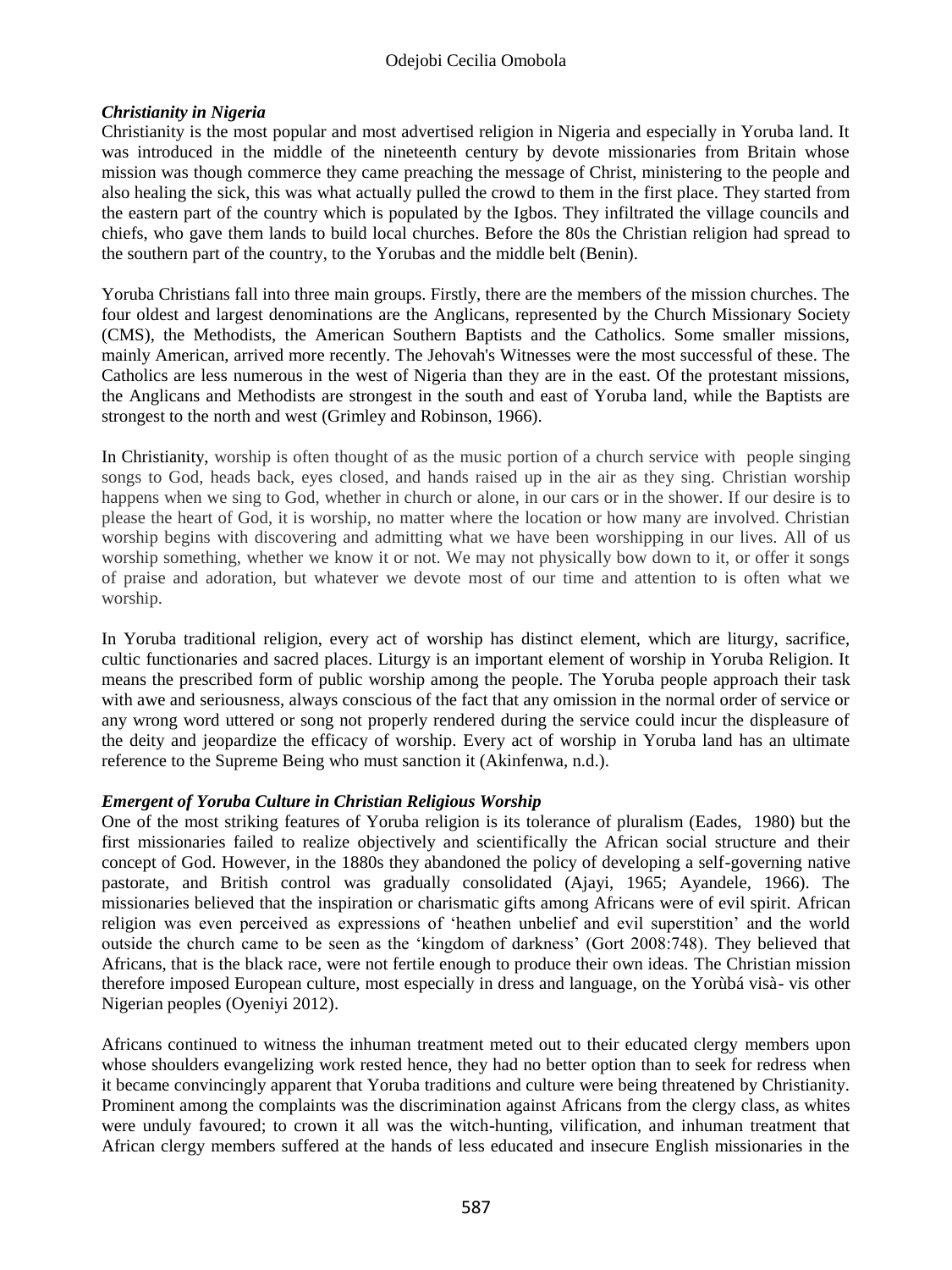### *Christianity in Nigeria*

Christianity is the most popular and most advertised religion in Nigeria and especially in Yoruba land. It was introduced in the middle of the nineteenth century by devote missionaries from Britain whose mission was though commerce they came preaching the message of Christ, ministering to the people and also healing the sick, this was what actually pulled the crowd to them in the first place. They started from the eastern part of the country which is populated by the Igbos. They infiltrated the village councils and chiefs, who gave them lands to build local churches. Before the 80s the Christian religion had spread to the southern part of the country, to the Yorubas and the middle belt (Benin).

Yoruba Christians fall into three main groups. Firstly, there are the members of the mission churches. The four oldest and largest denominations are the Anglicans, represented by the Church Missionary Society (CMS), the Methodists, the American Southern Baptists and the Catholics. Some smaller missions, mainly American, arrived more recently. The Jehovah's Witnesses were the most successful of these. The Catholics are less numerous in the west of Nigeria than they are in the east. Of the protestant missions, the Anglicans and Methodists are strongest in the south and east of Yoruba land, while the Baptists are strongest to the north and west (Grimley and Robinson, 1966).

In Christianity, worship is often thought of as the music portion of a church service with people singing songs to God, heads back, eyes closed, and hands raised up in the air as they sing. Christian worship happens when we sing to God, whether in church or alone, in our cars or in the shower. If our desire is to please the heart of God, it is worship, no matter where the location or how many are involved. Christian worship begins with discovering and admitting what we have been worshipping in our lives. All of us worship something, whether we know it or not. We may not physically bow down to it, or offer it songs of praise and adoration, but whatever we devote most of our time and attention to is often what we worship.

In Yoruba traditional religion, every act of worship has distinct element, which are liturgy, sacrifice, cultic functionaries and sacred places. Liturgy is an important element of worship in Yoruba Religion. It means the prescribed form of public worship among the people. The Yoruba people approach their task with awe and seriousness, always conscious of the fact that any omission in the normal order of service or any wrong word uttered or song not properly rendered during the service could incur the displeasure of the deity and jeopardize the efficacy of worship. Every act of worship in Yoruba land has an ultimate reference to the Supreme Being who must sanction it (Akinfenwa, n.d.).

### *Emergent of Yoruba Culture in Christian Religious Worship*

One of the most striking features of Yoruba religion is its tolerance of pluralism (Eades, 1980) but the first missionaries failed to realize objectively and scientifically the African social structure and their concept of God. However, in the 1880s they abandoned the policy of developing a self-governing native pastorate, and British control was gradually consolidated (Ajayi, 1965; Ayandele, 1966). The missionaries believed that the inspiration or charismatic gifts among Africans were of evil spirit. African religion was even perceived as expressions of 'heathen unbelief and evil superstition' and the world outside the church came to be seen as the 'kingdom of darkness' (Gort 2008:748). They believed that Africans, that is the black race, were not fertile enough to produce their own ideas. The Christian mission therefore imposed European culture, most especially in dress and language, on the Yorùbá visà- vis other Nigerian peoples (Oyeniyi 2012).

Africans continued to witness the inhuman treatment meted out to their educated clergy members upon whose shoulders evangelizing work rested hence, they had no better option than to seek for redress when it became convincingly apparent that Yoruba traditions and culture were being threatened by Christianity. Prominent among the complaints was the discrimination against Africans from the clergy class, as whites were unduly favoured; to crown it all was the witch-hunting, vilification, and inhuman treatment that African clergy members suffered at the hands of less educated and insecure English missionaries in the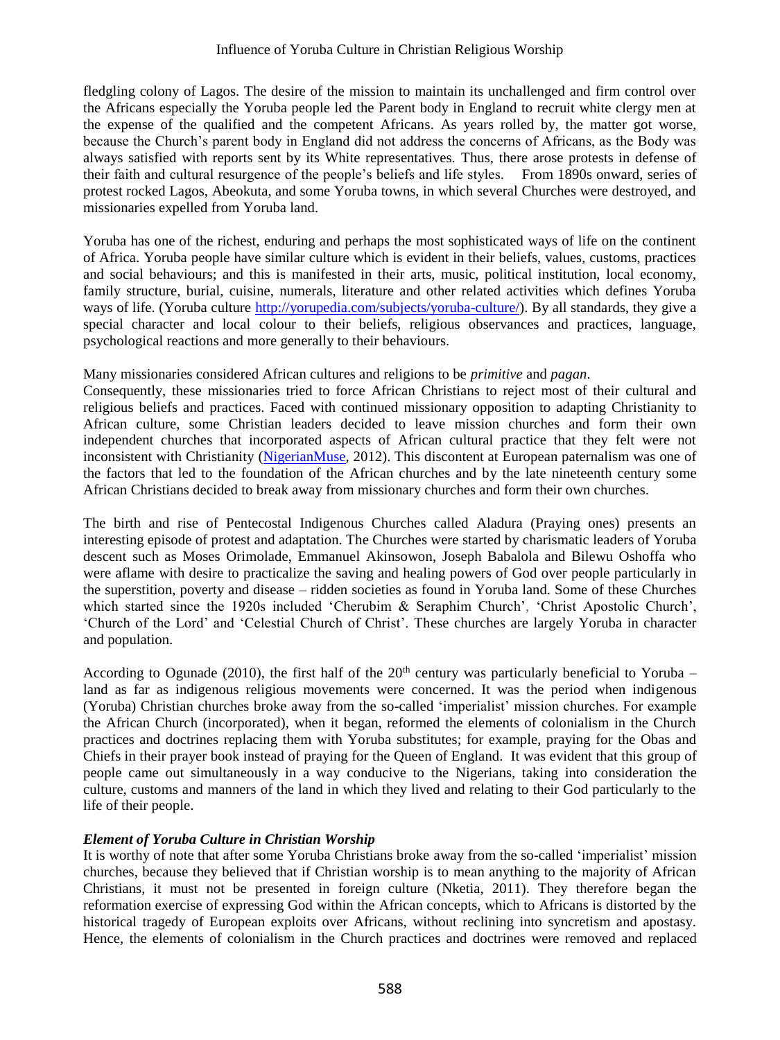fledgling colony of Lagos. The desire of the mission to maintain its unchallenged and firm control over the Africans especially the Yoruba people led the Parent body in England to recruit white clergy men at the expense of the qualified and the competent Africans. As years rolled by, the matter got worse, because the Church's parent body in England did not address the concerns of Africans, as the Body was always satisfied with reports sent by its White representatives. Thus, there arose protests in defense of their faith and cultural resurgence of the people's beliefs and life styles. From 1890s onward, series of protest rocked Lagos, Abeokuta, and some Yoruba towns, in which several Churches were destroyed, and missionaries expelled from Yoruba land.

Yoruba has one of the richest, enduring and perhaps the most sophisticated ways of life on the continent of Africa. Yoruba people have similar culture which is evident in their beliefs, values, customs, practices and social behaviours; and this is manifested in their arts, music, political institution, local economy, family structure, burial, cuisine, numerals, literature and other related activities which defines Yoruba ways of life. (Yoruba culture http://yorupedia.com/subjects/yoruba-culture/). By all standards, they give a special character and local colour to their beliefs, religious observances and practices, language, psychological reactions and more generally to their behaviours.

Many missionaries considered African cultures and religions to be *primitive* and *pagan*.
Consequently, these missionaries tried to force African Christians to reject most of their cultural and religious beliefs and practices. Faced with continued missionary opposition to adapting Christianity to African culture, some Christian leaders decided to leave mission churches and form their own independent churches that incorporated aspects of African cultural practice that they felt were not inconsistent with Christianity (NigerianMuse, 2012). This discontent at European paternalism was one of the factors that led to the foundation of the African churches and by the late nineteenth century some African Christians decided to break away from missionary churches and form their own churches.

The birth and rise of Pentecostal Indigenous Churches called Aladura (Praying ones) presents an interesting episode of protest and adaptation. The Churches were started by charismatic leaders of Yoruba descent such as Moses Orimolade, Emmanuel Akinsowon, Joseph Babalola and Bilewu Oshoffa who were aflame with desire to practicalize the saving and healing powers of God over people particularly in the superstition, poverty and disease – ridden societies as found in Yoruba land. Some of these Churches which started since the 1920s included 'Cherubim & Seraphim Church', 'Christ Apostolic Church', 'Church of the Lord' and 'Celestial Church of Christ'. These churches are largely Yoruba in character and population.

According to Ogunade (2010), the first half of the 20th century was particularly beneficial to Yoruba – land as far as indigenous religious movements were concerned. It was the period when indigenous (Yoruba) Christian churches broke away from the so-called 'imperialist' mission churches. For example the African Church (incorporated), when it began, reformed the elements of colonialism in the Church practices and doctrines replacing them with Yoruba substitutes; for example, praying for the Obas and Chiefs in their prayer book instead of praying for the Queen of England. It was evident that this group of people came out simultaneously in a way conducive to the Nigerians, taking into consideration the culture, customs and manners of the land in which they lived and relating to their God particularly to the life of their people.

### *Element of Yoruba Culture in Christian Worship*

It is worthy of note that after some Yoruba Christians broke away from the so-called 'imperialist' mission churches, because they believed that if Christian worship is to mean anything to the majority of African Christians, it must not be presented in foreign culture (Nketia, 2011). They therefore began the reformation exercise of expressing God within the African concepts, which to Africans is distorted by the historical tragedy of European exploits over Africans, without reclining into syncretism and apostasy. Hence, the elements of colonialism in the Church practices and doctrines were removed and replaced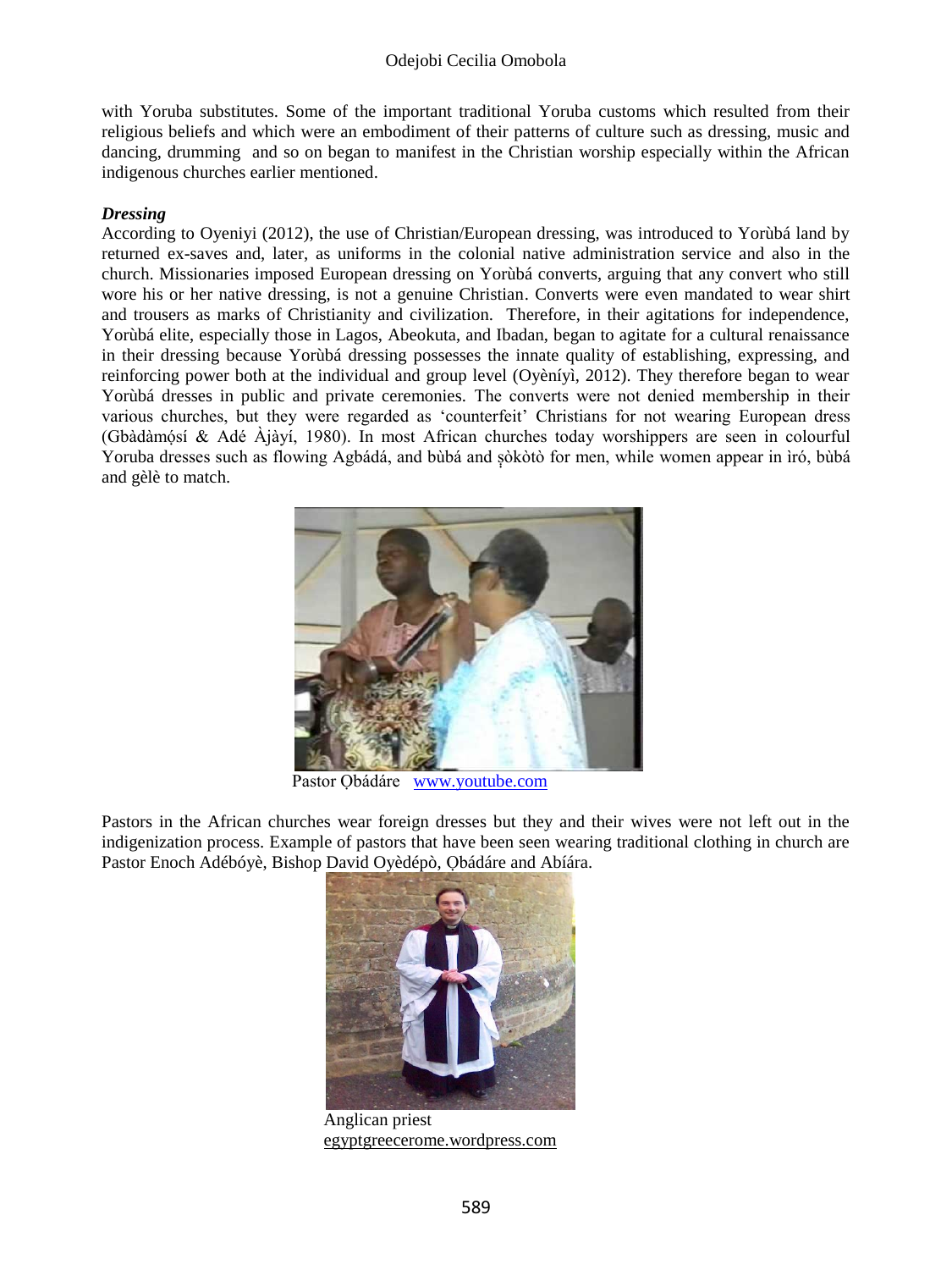with Yoruba substitutes. Some of the important traditional Yoruba customs which resulted from their religious beliefs and which were an embodiment of their patterns of culture such as dressing, music and dancing, drumming and so on began to manifest in the Christian worship especially within the African indigenous churches earlier mentioned.

***Dressing***

According to Oyeniyi (2012), the use of Christian/European dressing, was introduced to Yorùbá land by returned ex-saves and, later, as uniforms in the colonial native administration service and also in the church. Missionaries imposed European dressing on Yorùbá converts, arguing that any convert who still wore his or her native dressing, is not a genuine Christian. Converts were even mandated to wear shirt and trousers as marks of Christianity and civilization. Therefore, in their agitations for independence, Yorùbá elite, especially those in Lagos, Abeokuta, and Ibadan, began to agitate for a cultural renaissance in their dressing because Yorùbá dressing possesses the innate quality of establishing, expressing, and reinforcing power both at the individual and group level (Oyèníyì, 2012). They therefore began to wear Yorùbá dresses in public and private ceremonies. The converts were not denied membership in their various churches, but they were regarded as 'counterfeit' Christians for not wearing European dress (Gbàdàmọ̀sí & Adé Àjàyí, 1980). In most African churches today worshippers are seen in colourful Yoruba dresses such as flowing Agbádá, and bùbá and ṣòkòtò for men, while women appear in ìró, bùbá and gèlè to match.

Pastor Ọbádáre www.youtube.com

Pastors in the African churches wear foreign dresses but they and their wives were not left out in the indigenization process. Example of pastors that have been seen wearing traditional clothing in church are Pastor Enoch Adébóyè, Bishop David Oyèdépò, Ọbádáre and Abíára.

Anglican priest
egyptgreecerome.wordpress.com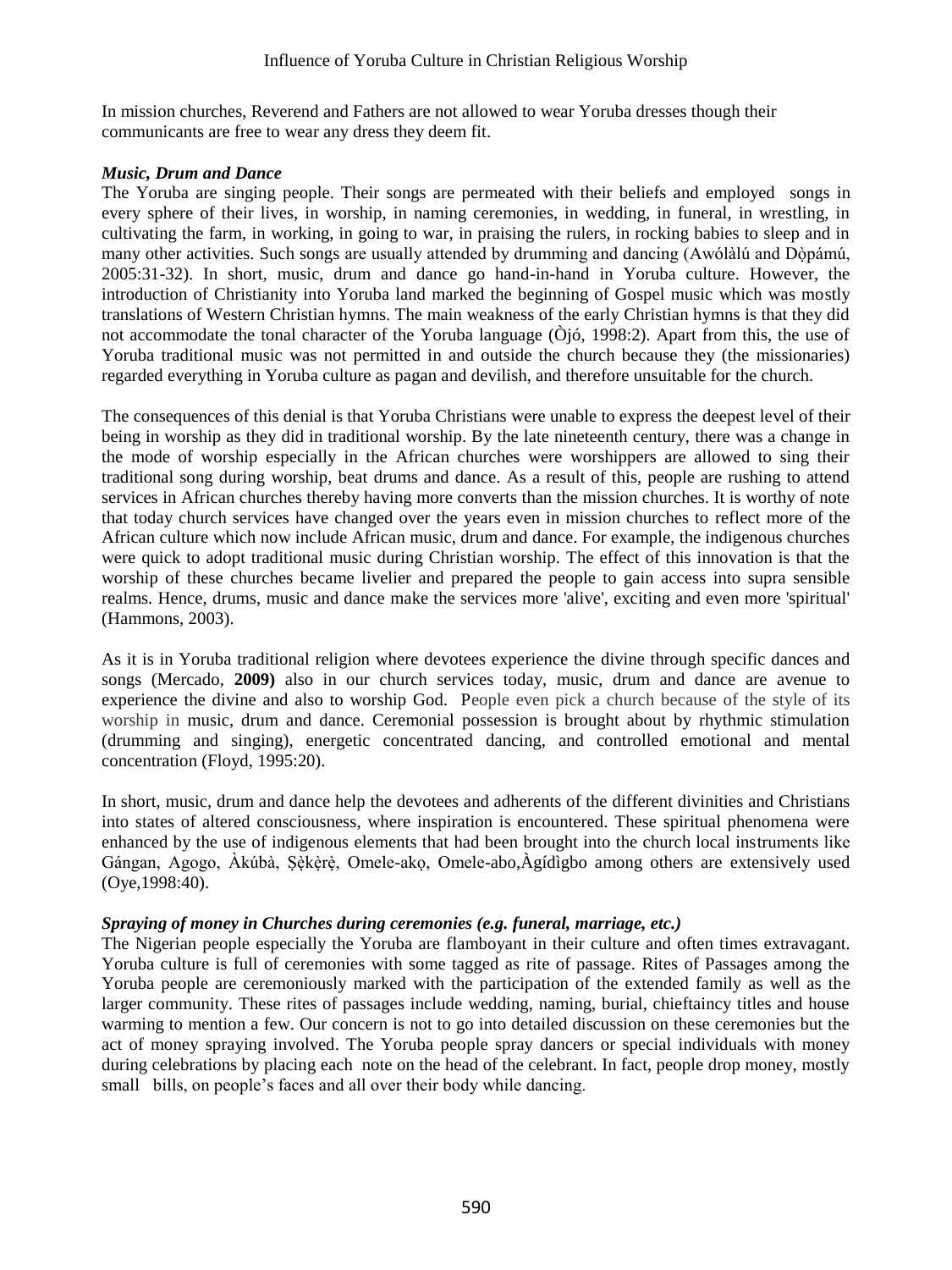In mission churches, Reverend and Fathers are not allowed to wear Yoruba dresses though their communicants are free to wear any dress they deem fit.

### *Music, Drum and Dance*

The Yoruba are singing people. Their songs are permeated with their beliefs and employed songs in every sphere of their lives, in worship, in naming ceremonies, in wedding, in funeral, in wrestling, in cultivating the farm, in working, in going to war, in praising the rulers, in rocking babies to sleep and in many other activities. Such songs are usually attended by drumming and dancing (Awólàlú and Dọ̀pámú, 2005:31-32). In short, music, drum and dance go hand-in-hand in Yoruba culture. However, the introduction of Christianity into Yoruba land marked the beginning of Gospel music which was mostly translations of Western Christian hymns. The main weakness of the early Christian hymns is that they did not accommodate the tonal character of the Yoruba language (Òjó, 1998:2). Apart from this, the use of Yoruba traditional music was not permitted in and outside the church because they (the missionaries) regarded everything in Yoruba culture as pagan and devilish, and therefore unsuitable for the church.

The consequences of this denial is that Yoruba Christians were unable to express the deepest level of their being in worship as they did in traditional worship. By the late nineteenth century, there was a change in the mode of worship especially in the African churches were worshippers are allowed to sing their traditional song during worship, beat drums and dance. As a result of this, people are rushing to attend services in African churches thereby having more converts than the mission churches. It is worthy of note that today church services have changed over the years even in mission churches to reflect more of the African culture which now include African music, drum and dance. For example, the indigenous churches were quick to adopt traditional music during Christian worship. The effect of this innovation is that the worship of these churches became livelier and prepared the people to gain access into supra sensible realms. Hence, drums, music and dance make the services more 'alive', exciting and even more 'spiritual' (Hammons, 2003).

As it is in Yoruba traditional religion where devotees experience the divine through specific dances and songs (Mercado, **2009)** also in our church services today, music, drum and dance are avenue to experience the divine and also to worship God. People even pick a church because of the style of its worship in music, drum and dance. Ceremonial possession is brought about by rhythmic stimulation (drumming and singing), energetic concentrated dancing, and controlled emotional and mental concentration (Floyd, 1995:20).

In short, music, drum and dance help the devotees and adherents of the different divinities and Christians into states of altered consciousness, where inspiration is encountered. These spiritual phenomena were enhanced by the use of indigenous elements that had been brought into the church local instruments like Gángan, Agogo, Àkúbà, Ṣẹ̀kẹ̀rẹ̀, Omele-akọ, Omele-abo,Àgídìgbo among others are extensively used (Oye,1998:40).

### *Spraying of money in Churches during ceremonies (e.g. funeral, marriage, etc.)*

The Nigerian people especially the Yoruba are flamboyant in their culture and often times extravagant. Yoruba culture is full of ceremonies with some tagged as rite of passage. Rites of Passages among the Yoruba people are ceremoniously marked with the participation of the extended family as well as the larger community. These rites of passages include wedding, naming, burial, chieftaincy titles and house warming to mention a few. Our concern is not to go into detailed discussion on these ceremonies but the act of money spraying involved. The Yoruba people spray dancers or special individuals with money during celebrations by placing each note on the head of the celebrant. In fact, people drop money, mostly small bills, on people's faces and all over their body while dancing.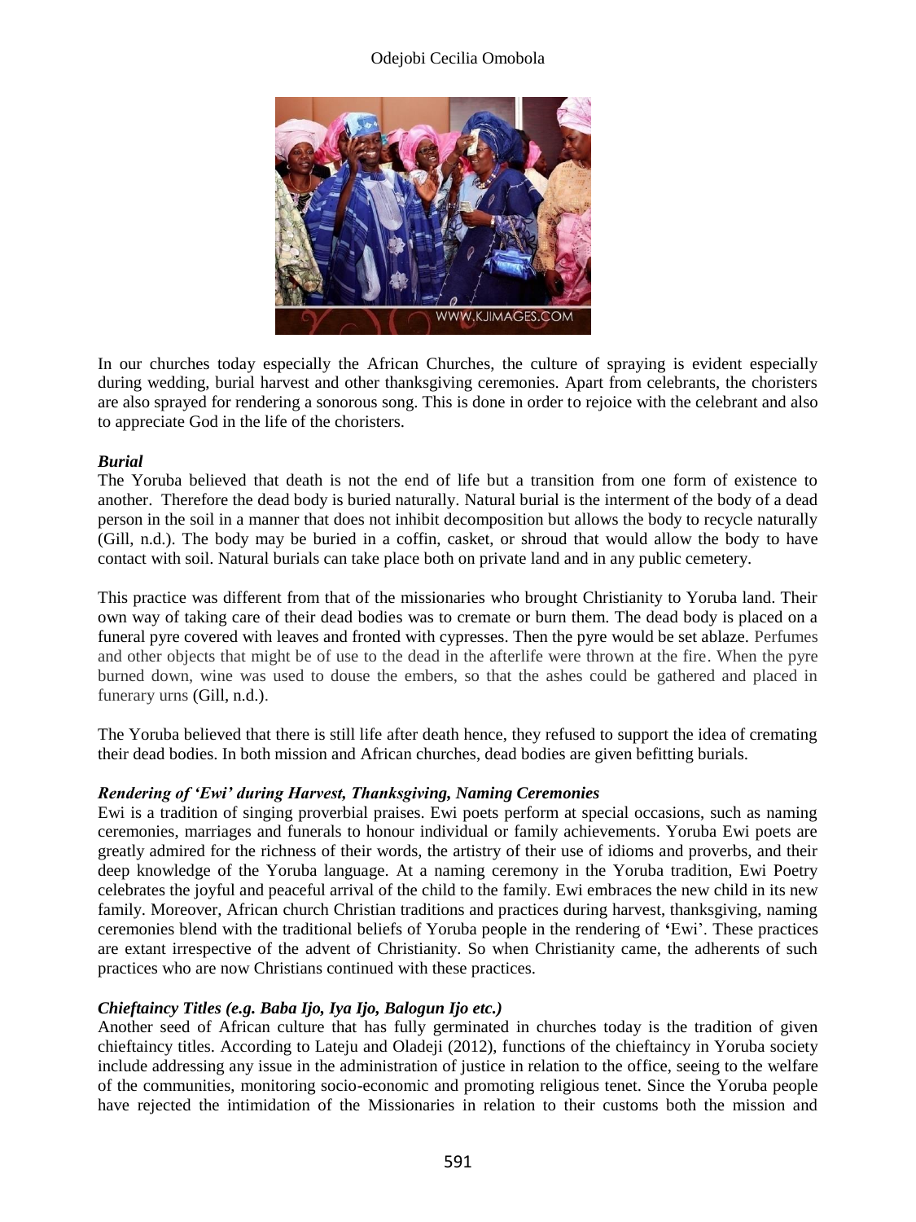In our churches today especially the African Churches, the culture of spraying is evident especially during wedding, burial harvest and other thanksgiving ceremonies. Apart from celebrants, the choristers are also sprayed for rendering a sonorous song. This is done in order to rejoice with the celebrant and also to appreciate God in the life of the choristers.

***Burial***

The Yoruba believed that death is not the end of life but a transition from one form of existence to another. Therefore the dead body is buried naturally. Natural burial is the interment of the body of a dead person in the soil in a manner that does not inhibit decomposition but allows the body to recycle naturally (Gill, n.d.). The body may be buried in a coffin, casket, or shroud that would allow the body to have contact with soil. Natural burials can take place both on private land and in any public cemetery.

This practice was different from that of the missionaries who brought Christianity to Yoruba land. Their own way of taking care of their dead bodies was to cremate or burn them. The dead body is placed on a funeral pyre covered with leaves and fronted with cypresses. Then the pyre would be set ablaze. Perfumes and other objects that might be of use to the dead in the afterlife were thrown at the fire. When the pyre burned down, wine was used to douse the embers, so that the ashes could be gathered and placed in funerary urns (Gill, n.d.).

The Yoruba believed that there is still life after death hence, they refused to support the idea of cremating their dead bodies. In both mission and African churches, dead bodies are given befitting burials.

***Rendering of 'Ewi' during Harvest, Thanksgiving, Naming Ceremonies***

Ewi is a tradition of singing proverbial praises. Ewi poets perform at special occasions, such as naming ceremonies, marriages and funerals to honour individual or family achievements. Yoruba Ewi poets are greatly admired for the richness of their words, the artistry of their use of idioms and proverbs, and their deep knowledge of the Yoruba language. At a naming ceremony in the Yoruba tradition, Ewi Poetry celebrates the joyful and peaceful arrival of the child to the family. Ewi embraces the new child in its new family. Moreover, African church Christian traditions and practices during harvest, thanksgiving, naming ceremonies blend with the traditional beliefs of Yoruba people in the rendering of 'Ewi'. These practices are extant irrespective of the advent of Christianity. So when Christianity came, the adherents of such practices who are now Christians continued with these practices.

***Chieftaincy Titles (e.g. Baba Ijo, Iya Ijo, Balogun Ijo etc.)***

Another seed of African culture that has fully germinated in churches today is the tradition of given chieftaincy titles. According to Lateju and Oladeji (2012), functions of the chieftaincy in Yoruba society include addressing any issue in the administration of justice in relation to the office, seeing to the welfare of the communities, monitoring socio-economic and promoting religious tenet. Since the Yoruba people have rejected the intimidation of the Missionaries in relation to their customs both the mission and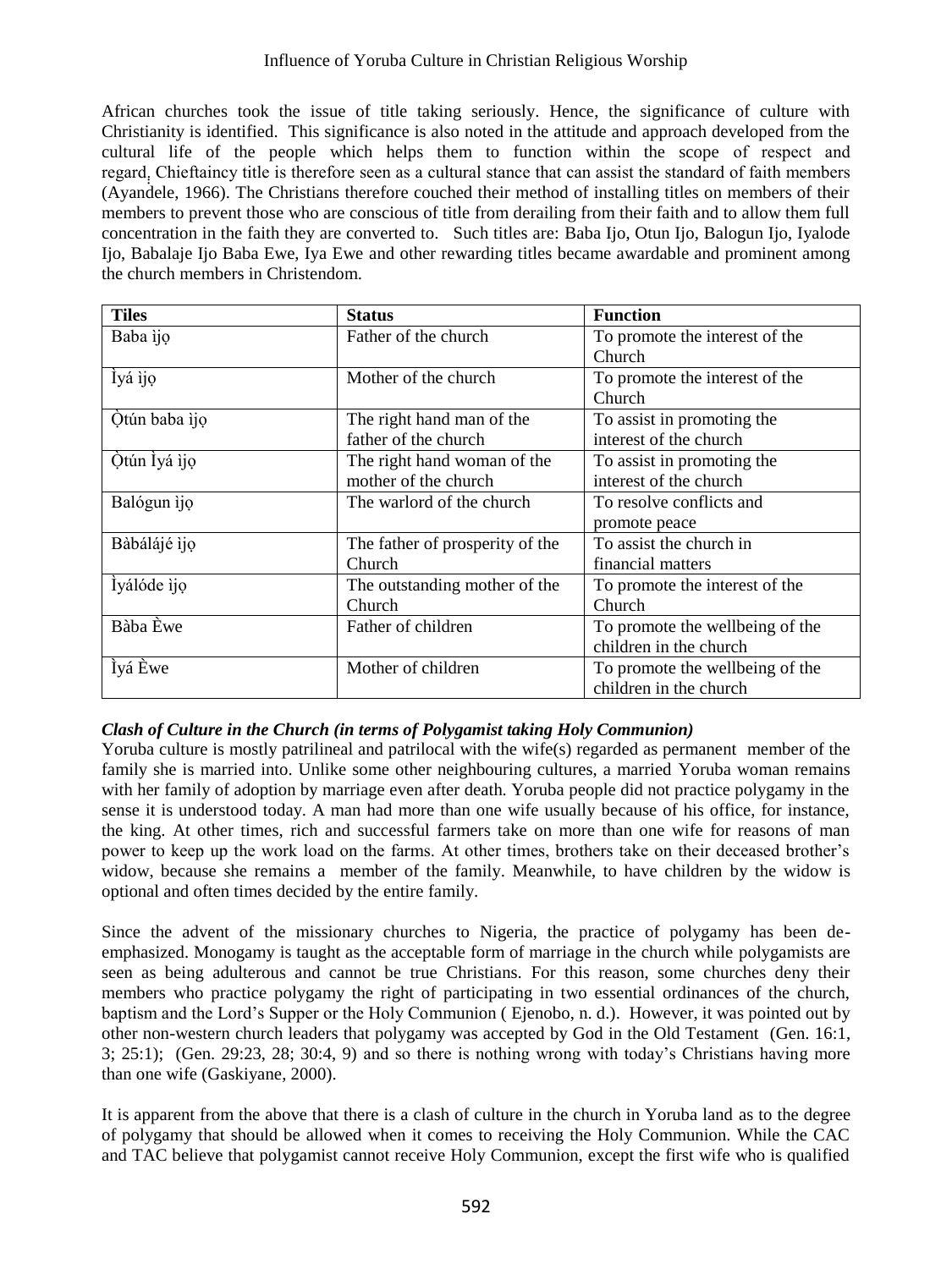African churches took the issue of title taking seriously. Hence, the significance of culture with Christianity is identified. This significance is also noted in the attitude and approach developed from the cultural life of the people which helps them to function within the scope of respect and regard. Chieftaincy title is therefore seen as a cultural stance that can assist the standard of faith members (Ayandele, 1966). The Christians therefore couched their method of installing titles on members of their members to prevent those who are conscious of title from derailing from their faith and to allow them full concentration in the faith they are converted to. Such titles are: Baba Ijo, Otun Ijo, Balogun Ijo, Iyalode Ijo, Babalaje Ijo Baba Ewe, Iya Ewe and other rewarding titles became awardable and prominent among the church members in Christendom.

| Tiles | Status | Function |
|---|---|---|
| Baba ìjọ | Father of the church | To promote the interest of the Church |
| Ìyá ìjọ | Mother of the church | To promote the interest of the Church |
| Ọtún baba ìjọ | The right hand man of the father of the church | To assist in promoting the interest of the church |
| Ọtún Ìyá ijọ | The right hand woman of the mother of the church | To assist in promoting the interest of the church |
| Balógun ìjọ | The warlord of the church | To resolve conflicts and promote peace |
| Bàbálájé ijọ | The father of prosperity of the Church | To assist the church in financial matters |
| Ìyálóde ìjọ | The outstanding mother of the Church | To promote the interest of the Church |
| Bàba Èwe | Father of children | To promote the wellbeing of the children in the church |
| Ìyá Èwe | Mother of children | To promote the wellbeing of the children in the church |

***Clash of Culture in the Church (in terms of Polygamist taking Holy Communion)***

Yoruba culture is mostly patrilineal and patrilocal with the wife(s) regarded as permanent member of the family she is married into. Unlike some other neighbouring cultures, a married Yoruba woman remains with her family of adoption by marriage even after death. Yoruba people did not practice polygamy in the sense it is understood today. A man had more than one wife usually because of his office, for instance, the king. At other times, rich and successful farmers take on more than one wife for reasons of man power to keep up the work load on the farms. At other times, brothers take on their deceased brother's widow, because she remains a member of the family. Meanwhile, to have children by the widow is optional and often times decided by the entire family.

Since the advent of the missionary churches to Nigeria, the practice of polygamy has been de-emphasized. Monogamy is taught as the acceptable form of marriage in the church while polygamists are seen as being adulterous and cannot be true Christians. For this reason, some churches deny their members who practice polygamy the right of participating in two essential ordinances of the church, baptism and the Lord's Supper or the Holy Communion ( Ejenobo, n. d.). However, it was pointed out by other non-western church leaders that polygamy was accepted by God in the Old Testament (Gen. 16:1, 3; 25:1); (Gen. 29:23, 28; 30:4, 9) and so there is nothing wrong with today's Christians having more than one wife (Gaskiyane, 2000).

It is apparent from the above that there is a clash of culture in the church in Yoruba land as to the degree of polygamy that should be allowed when it comes to receiving the Holy Communion. While the CAC and TAC believe that polygamist cannot receive Holy Communion, except the first wife who is qualified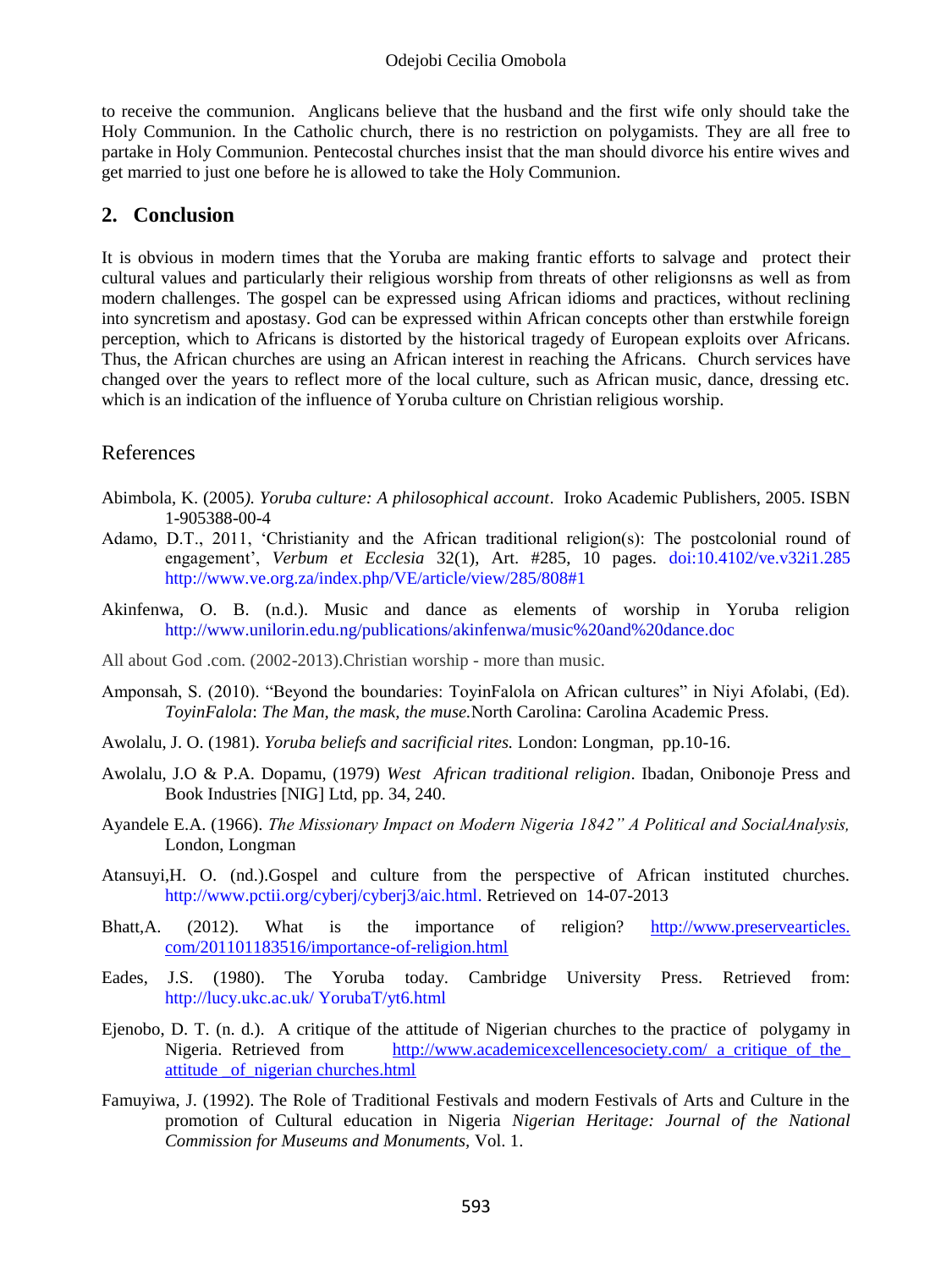to receive the communion. Anglicans believe that the husband and the first wife only should take the Holy Communion. In the Catholic church, there is no restriction on polygamists. They are all free to partake in Holy Communion. Pentecostal churches insist that the man should divorce his entire wives and get married to just one before he is allowed to take the Holy Communion.

## 2. Conclusion

It is obvious in modern times that the Yoruba are making frantic efforts to salvage and protect their cultural values and particularly their religious worship from threats of other religionsns as well as from modern challenges. The gospel can be expressed using African idioms and practices, without reclining into syncretism and apostasy. God can be expressed within African concepts other than erstwhile foreign perception, which to Africans is distorted by the historical tragedy of European exploits over Africans. Thus, the African churches are using an African interest in reaching the Africans. Church services have changed over the years to reflect more of the local culture, such as African music, dance, dressing etc. which is an indication of the influence of Yoruba culture on Christian religious worship.

## References

Abimbola, K. (2005*). Yoruba culture: A philosophical account*. Iroko Academic Publishers, 2005. ISBN 1-905388-00-4

Adamo, D.T., 2011, 'Christianity and the African traditional religion(s): The postcolonial round of engagement', *Verbum et Ecclesia* 32(1), Art. #285, 10 pages. doi:10.4102/ve.v32i1.285 http://www.ve.org.za/index.php/VE/article/view/285/808#1

Akinfenwa, O. B. (n.d.). Music and dance as elements of worship in Yoruba religion http://www.unilorin.edu.ng/publications/akinfenwa/music%20and%20dance.doc

All about God .com. (2002-2013).Christian worship - more than music.

Amponsah, S. (2010). "Beyond the boundaries: ToyinFalola on African cultures" in Niyi Afolabi, (Ed). *ToyinFalola*: *The Man, the mask, the muse.*North Carolina: Carolina Academic Press.

Awolalu, J. O. (1981). *Yoruba beliefs and sacrificial rites.* London: Longman, pp.10-16.

Awolalu, J.O & P.A. Dopamu, (1979) *West African traditional religion*. Ibadan, Onibonoje Press and Book Industries [NIG] Ltd, pp. 34, 240.

Ayandele E.A. (1966). *The Missionary Impact on Modern Nigeria 1842" A Political and SocialAnalysis,* London, Longman

Atansuyi,H. O. (nd.).Gospel and culture from the perspective of African instituted churches. http://www.pctii.org/cyberj/cyberj3/aic.html. Retrieved on 14-07-2013

Bhatt,A. (2012). What is the importance of religion? http://www.preservearticles.com/201101183516/importance-of-religion.html

Eades, J.S. (1980). The Yoruba today. Cambridge University Press. Retrieved from: http://lucy.ukc.ac.uk/ YorubaT/yt6.html

Ejenobo, D. T. (n. d.). A critique of the attitude of Nigerian churches to the practice of polygamy in Nigeria. Retrieved from http://www.academicexcellencesociety.com/ a_critique_of_the_attitude _of_nigerian churches.html

Famuyiwa, J. (1992). The Role of Traditional Festivals and modern Festivals of Arts and Culture in the promotion of Cultural education in Nigeria *Nigerian Heritage: Journal of the National Commission for Museums and Monuments*, Vol. 1.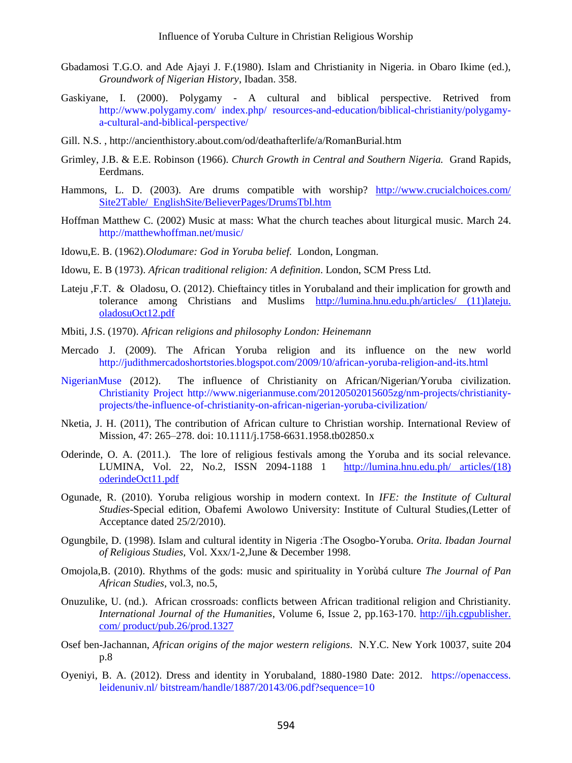Gbadamosi T.G.O. and Ade Ajayi J. F.(1980). Islam and Christianity in Nigeria. in Obaro Ikime (ed.), *Groundwork of Nigerian History*, Ibadan. 358.

Gaskiyane, I. (2000). Polygamy - A cultural and biblical perspective. Retrived from http://www.polygamy.com/ index.php/ resources-and-education/biblical-christianity/polygamy-a-cultural-and-biblical-perspective/

Gill. N.S. , http://ancienthistory.about.com/od/deathafterlife/a/RomanBurial.htm

Grimley, J.B. & E.E. Robinson (1966). *Church Growth in Central and Southern Nigeria.* Grand Rapids, Eerdmans.

Hammons, L. D. (2003). Are drums compatible with worship? http://www.crucialchoices.com/ Site2Table/ EnglishSite/BelieverPages/DrumsTbl.htm

Hoffman Matthew C. (2002) Music at mass: What the church teaches about liturgical music. March 24. http://matthewhoffman.net/music/

Idowu,E. B. (1962).*Olodumare: God in Yoruba belief.* London, Longman.

Idowu, E. B (1973). *African traditional religion: A definition*. London, SCM Press Ltd.

Lateju ,F.T. & Oladosu, O. (2012). Chieftaincy titles in Yorubaland and their implication for growth and tolerance among Christians and Muslims http://lumina.hnu.edu.ph/articles/ (11)lateju. oladosuOct12.pdf

Mbiti, J.S. (1970). *African religions and philosophy London: Heinemann*

Mercado J. (2009). The African Yoruba religion and its influence on the new world http://judithmercadoshortstories.blogspot.com/2009/10/african-yoruba-religion-and-its.html

NigerianMuse (2012). The influence of Christianity on African/Nigerian/Yoruba civilization. Christianity Project http://www.nigerianmuse.com/20120502015605zg/nm-projects/christianity-projects/the-influence-of-christianity-on-african-nigerian-yoruba-civilization/

Nketia, J. H. (2011), The contribution of African culture to Christian worship. International Review of Mission, 47: 265–278. doi: 10.1111/j.1758-6631.1958.tb02850.x

Oderinde, O. A. (2011.). The lore of religious festivals among the Yoruba and its social relevance. LUMINA, Vol. 22, No.2, ISSN 2094-1188 1 http://lumina.hnu.edu.ph/ articles/(18) oderindeOct11.pdf

Ogunade, R. (2010). Yoruba religious worship in modern context. In *IFE: the Institute of Cultural Studies*-Special edition, Obafemi Awolowo University: Institute of Cultural Studies,(Letter of Acceptance dated 25/2/2010).

Ogungbile, D. (1998). Islam and cultural identity in Nigeria :The Osogbo-Yoruba. *Orita. Ibadan Journal of Religious Studies*, Vol. Xxx/1-2,June & December 1998.

Omojola,B. (2010). Rhythms of the gods: music and spirituality in Yorùbá culture *The Journal of Pan African Studies*, vol.3, no.5,

Onuzulike, U. (nd.). African crossroads: conflicts between African traditional religion and Christianity. *International Journal of the Humanities*, Volume 6, Issue 2, pp.163-170. http://ijh.cgpublisher. com/ product/pub.26/prod.1327

Osef ben-Jachannan, *African origins of the major western religions*. N.Y.C. New York 10037, suite 204 p.8

Oyeniyi, B. A. (2012). Dress and identity in Yorubaland, 1880-1980 Date: 2012. https://openaccess. leidenuniv.nl/ bitstream/handle/1887/20143/06.pdf?sequence=10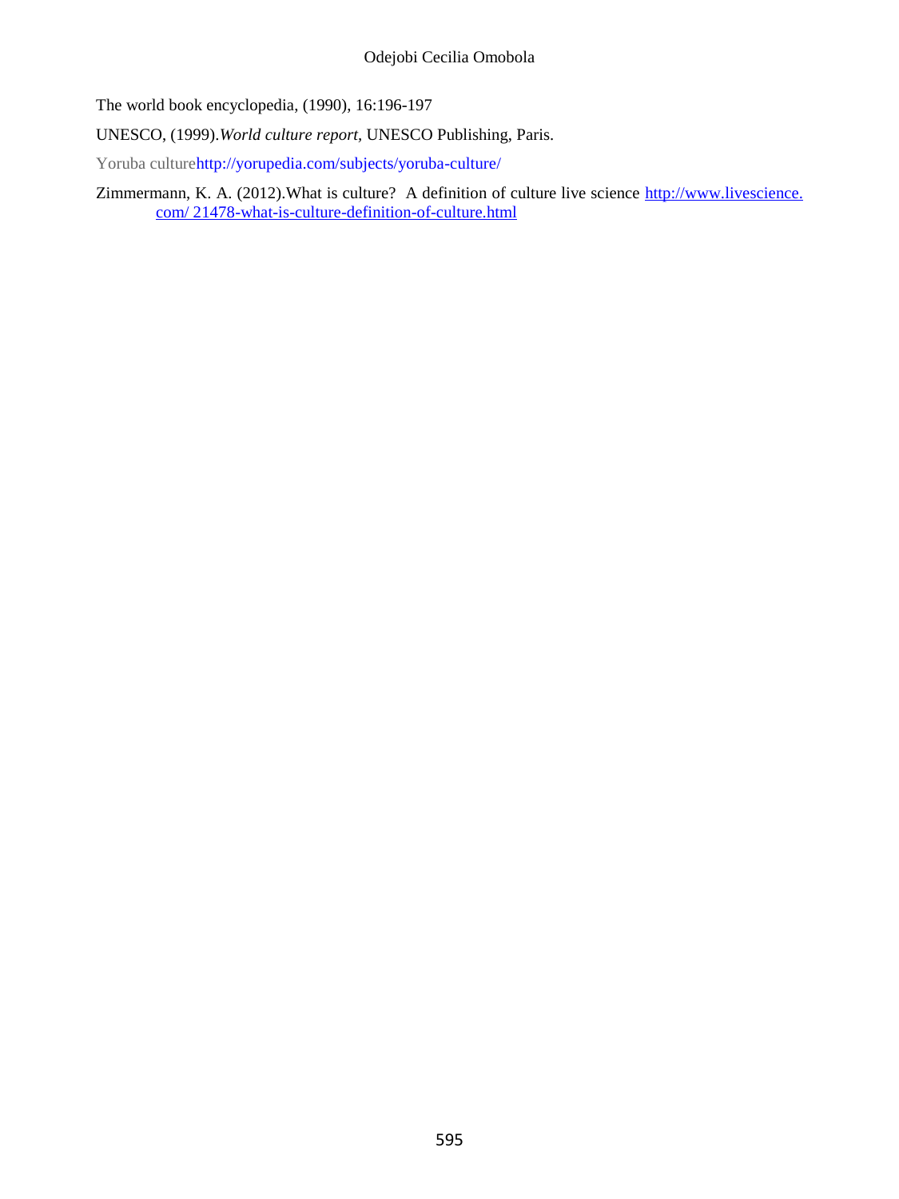The world book encyclopedia, (1990), 16:196-197

UNESCO, (1999).*World culture report*, UNESCO Publishing, Paris.

Yoruba culturehttp://yorupedia.com/subjects/yoruba-culture/

Zimmermann, K. A. (2012).What is culture? A definition of culture live science http://www.livescience.com/ 21478-what-is-culture-definition-of-culture.html